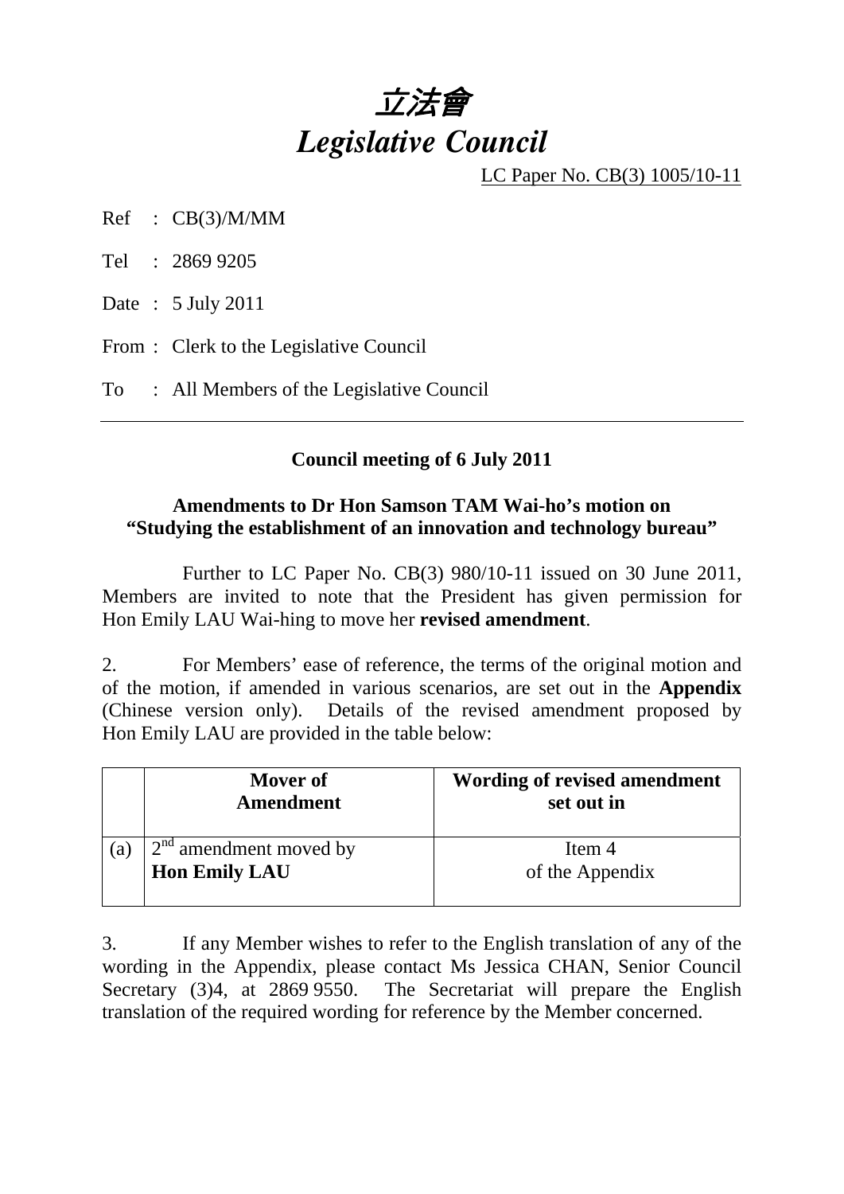# 立法會
# *Legislative Council*

LC Paper No. CB(3) 1005/10-11

Ref : CB(3)/M/MM

Tel : 2869 9205

Date : 5 July 2011

From : Clerk to the Legislative Council

To : All Members of the Legislative Council

---

**Council meeting of 6 July 2011**

**Amendments to Dr Hon Samson TAM Wai-ho's motion on "Studying the establishment of an innovation and technology bureau"**

Further to LC Paper No. CB(3) 980/10-11 issued on 30 June 2011, Members are invited to note that the President has given permission for Hon Emily LAU Wai-hing to move her **revised amendment**.

2. For Members' ease of reference, the terms of the original motion and of the motion, if amended in various scenarios, are set out in the **Appendix** (Chinese version only). Details of the revised amendment proposed by Hon Emily LAU are provided in the table below:

| | **Mover of Amendment** | **Wording of revised amendment set out in** |
|---|---|---|
| (a) | 2nd amendment moved by **Hon Emily LAU** | Item 4 of the Appendix |

3. If any Member wishes to refer to the English translation of any of the wording in the Appendix, please contact Ms Jessica CHAN, Senior Council Secretary (3)4, at 2869 9550. The Secretariat will prepare the English translation of the required wording for reference by the Member concerned.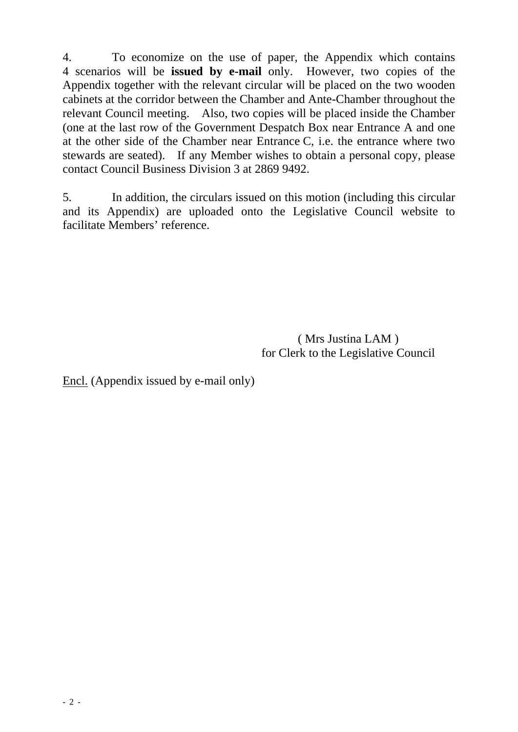4. To economize on the use of paper, the Appendix which contains 4 scenarios will be **issued by e-mail** only. However, two copies of the Appendix together with the relevant circular will be placed on the two wooden cabinets at the corridor between the Chamber and Ante-Chamber throughout the relevant Council meeting. Also, two copies will be placed inside the Chamber (one at the last row of the Government Despatch Box near Entrance A and one at the other side of the Chamber near Entrance C, i.e. the entrance where two stewards are seated). If any Member wishes to obtain a personal copy, please contact Council Business Division 3 at 2869 9492.

5. In addition, the circulars issued on this motion (including this circular and its Appendix) are uploaded onto the Legislative Council website to facilitate Members' reference.

( Mrs Justina LAM )
for Clerk to the Legislative Council

<u>Encl.</u> (Appendix issued by e-mail only)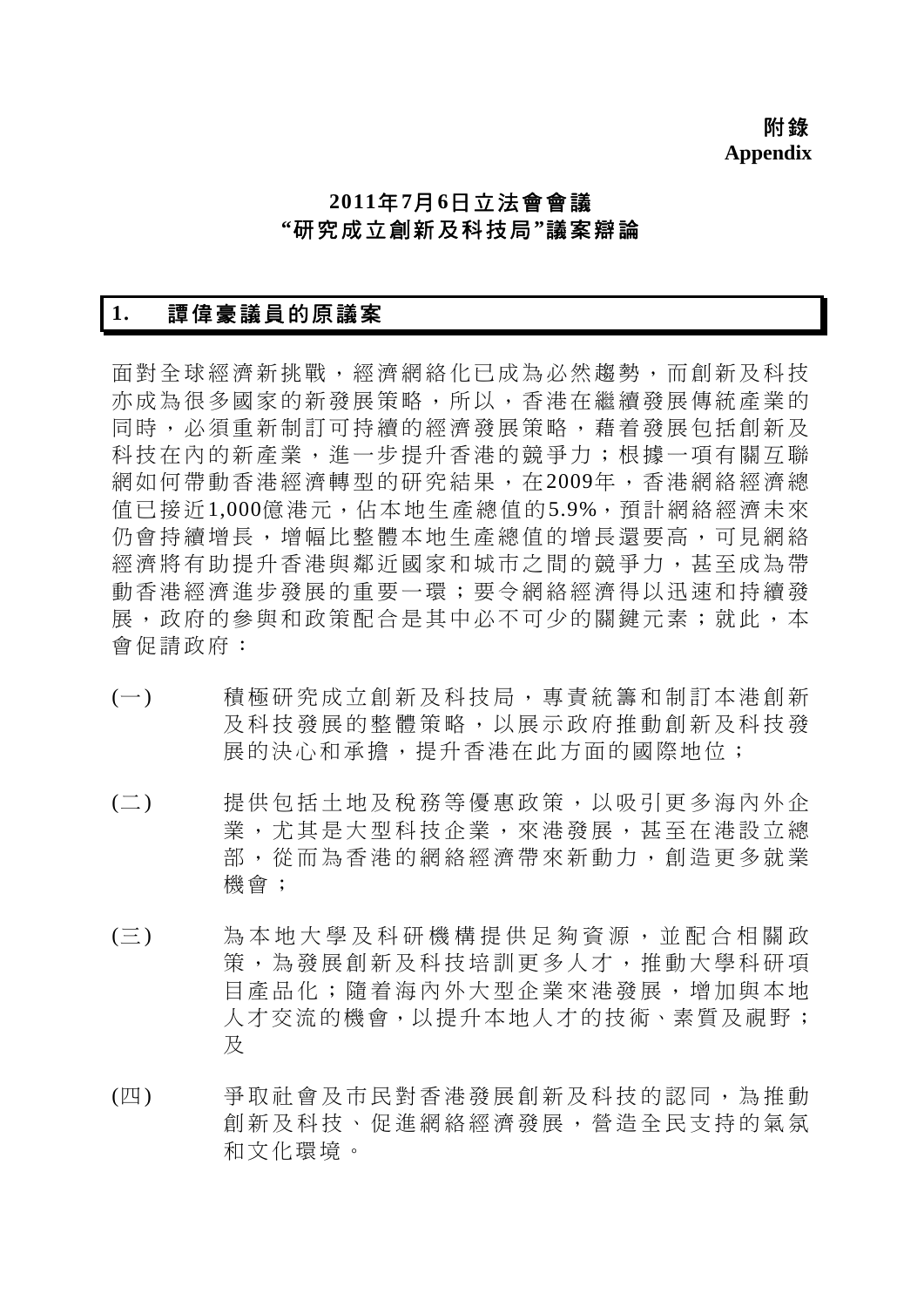**附錄**
**Appendix**

## 2011年7月6日立法會會議
## "研究成立創新及科技局"議案辯論

### 1. 譚偉豪議員的原議案

面對全球經濟新挑戰，經濟網絡化已成為必然趨勢，而創新及科技亦成為很多國家的新發展策略，所以，香港在繼續發展傳統產業的同時，必須重新制訂可持續的經濟發展策略，藉着發展包括創新及科技在內的新產業，進一步提升香港的競爭力；根據一項有關互聯網如何帶動香港經濟轉型的研究結果，在2009年，香港網絡經濟總值已接近1,000億港元，佔本地生產總值的5.9%，預計網絡經濟未來仍會持續增長，增幅比整體本地生產總值的增長還要高，可見網絡經濟將有助提升香港與鄰近國家和城市之間的競爭力，甚至成為帶動香港經濟進步發展的重要一環；要令網絡經濟得以迅速和持續發展，政府的參與和政策配合是其中必不可少的關鍵元素；就此，本會促請政府：

(一) 積極研究成立創新及科技局，專責統籌和制訂本港創新及科技發展的整體策略，以展示政府推動創新及科技發展的決心和承擔，提升香港在此方面的國際地位；

(二) 提供包括土地及稅務等優惠政策，以吸引更多海內外企業，尤其是大型科技企業，來港發展，甚至在港設立總部，從而為香港的網絡經濟帶來新動力，創造更多就業機會；

(三) 為本地大學及科研機構提供足夠資源，並配合相關政策，為發展創新及科技培訓更多人才，推動大學科研項目產品化；隨着海內外大型企業來港發展，增加與本地人才交流的機會，以提升本地人才的技術、素質及視野；及

(四) 爭取社會及市民對香港發展創新及科技的認同，為推動創新及科技、促進網絡經濟發展，營造全民支持的氣氛和文化環境。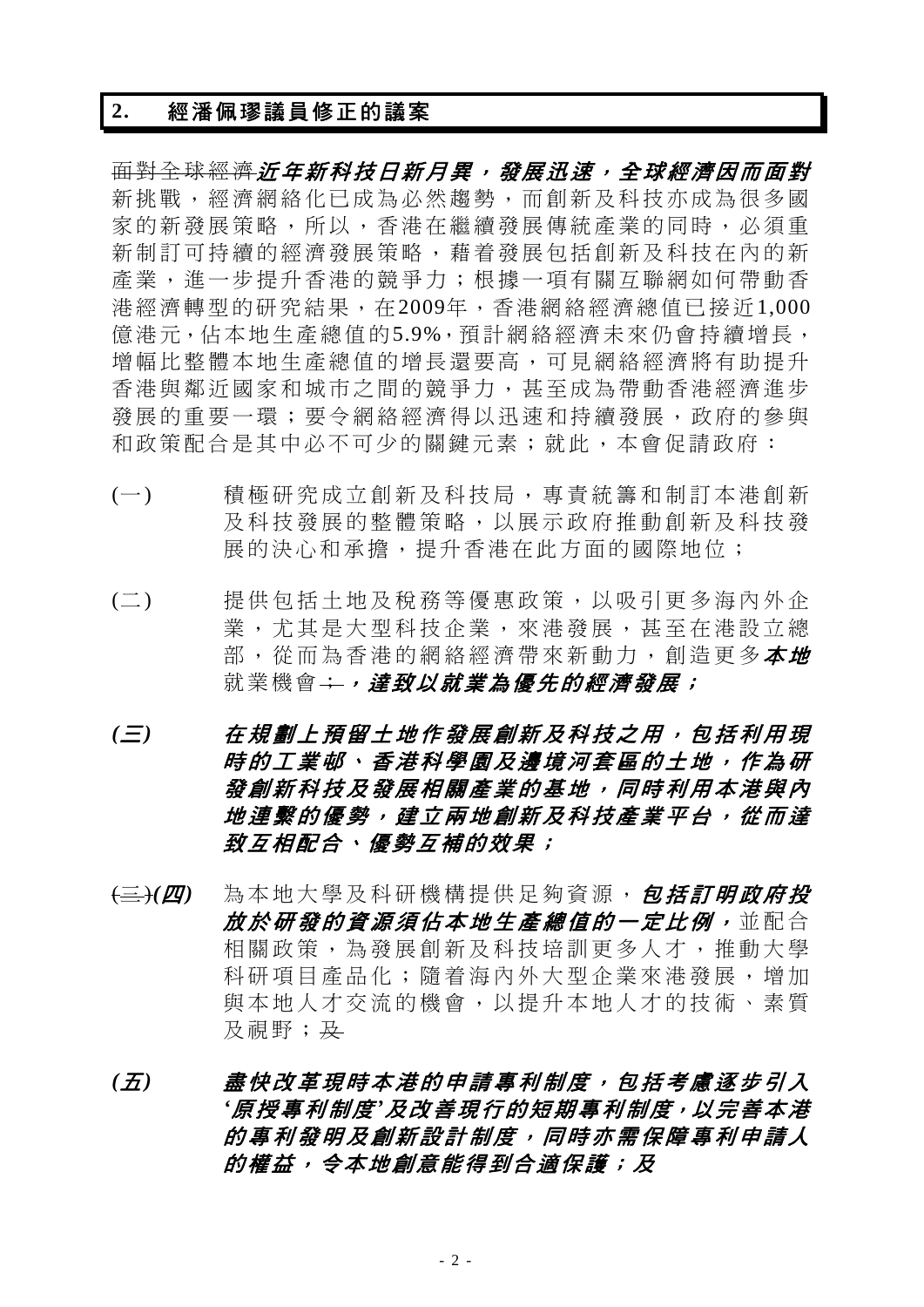## 2. 經潘佩璆議員修正的議案

~~面對全球經濟~~***近年新科技日新月異，發展迅速，全球經濟因而面對***新挑戰，經濟網絡化已成為必然趨勢，而創新及科技亦成為很多國家的新發展策略，所以，香港在繼續發展傳統產業的同時，必須重新制訂可持續的經濟發展策略，藉着發展包括創新及科技在內的新產業，進一步提升香港的競爭力；根據一項有關互聯網如何帶動香港經濟轉型的研究結果，在2009年，香港網絡經濟總值已接近1,000億港元，佔本地生產總值的5.9%，預計網絡經濟未來仍會持續增長，增幅比整體本地生產總值的增長還要高，可見網絡經濟將有助提升香港與鄰近國家和城市之間的競爭力，甚至成為帶動香港經濟進步發展的重要一環；要令網絡經濟得以迅速和持續發展，政府的參與和政策配合是其中必不可少的關鍵元素；就此，本會促請政府：

(一) 積極研究成立創新及科技局，專責統籌和制訂本港創新及科技發展的整體策略，以展示政府推動創新及科技發展的決心和承擔，提升香港在此方面的國際地位；

(二) 提供包括土地及稅務等優惠政策，以吸引更多海內外企業，尤其是大型科技企業，來港發展，甚至在港設立總部，從而為香港的網絡經濟帶來新動力，創造更多***本地***就業機會~~；~~***，達致以就業為優先的經濟發展；***

***(三) 在規劃上預留土地作發展創新及科技之用，包括利用現時的工業邨、香港科學園及邊境河套區的土地，作為研發創新科技及發展相關產業的基地，同時利用本港與內地連繫的優勢，建立兩地創新及科技產業平台，從而達致互相配合、優勢互補的效果；***

~~(三)~~***(四)*** 為本地大學及科研機構提供足夠資源，***包括訂明政府投放於研發的資源須佔本地生產總值的一定比例，***並配合相關政策，為發展創新及科技培訓更多人才，推動大學科研項目產品化；隨着海內外大型企業來港發展，增加與本地人才交流的機會，以提升本地人才的技術、素質及視野；~~及~~

***(五) 盡快改革現時本港的申請專利制度，包括考慮逐步引入'原授專利制度'及改善現行的短期專利制度，以完善本港的專利發明及創新設計制度，同時亦需保障專利申請人的權益，令本地創意能得到合適保護；及***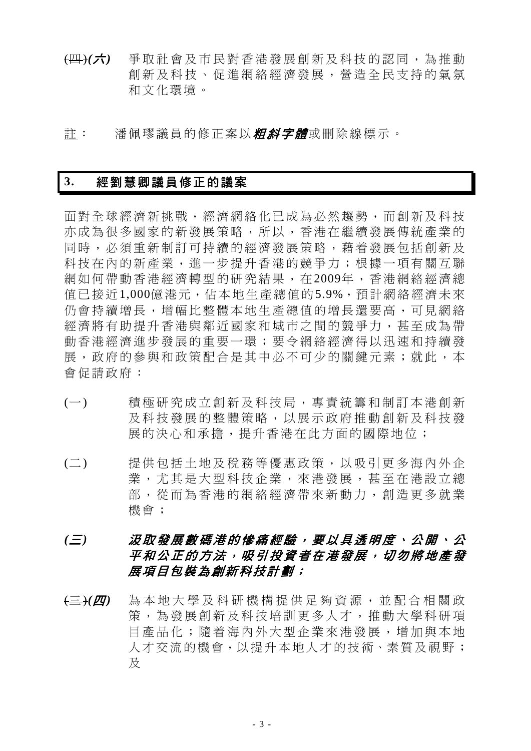~~(四)~~***(六)*** 爭取社會及市民對香港發展創新及科技的認同，為推動創新及科技、促進網絡經濟發展，營造全民支持的氣氛和文化環境。

註： 潘佩璆議員的修正案以***粗斜字體***或刪除線標示。

## 3. 經劉慧卿議員修正的議案

面對全球經濟新挑戰，經濟網絡化已成為必然趨勢，而創新及科技亦成為很多國家的新發展策略，所以，香港在繼續發展傳統產業的同時，必須重新制訂可持續的經濟發展策略，藉着發展包括創新及科技在內的新產業，進一步提升香港的競爭力；根據一項有關互聯網如何帶動香港經濟轉型的研究結果，在2009年，香港網絡經濟總值已接近1,000億港元，佔本地生產總值的5.9%，預計網絡經濟未來仍會持續增長，增幅比整體本地生產總值的增長還要高，可見網絡經濟將有助提升香港與鄰近國家和城市之間的競爭力，甚至成為帶動香港經濟進步發展的重要一環；要令網絡經濟得以迅速和持續發展，政府的參與和政策配合是其中必不可少的關鍵元素；就此，本會促請政府：

(一) 積極研究成立創新及科技局，專責統籌和制訂本港創新及科技發展的整體策略，以展示政府推動創新及科技發展的決心和承擔，提升香港在此方面的國際地位；

(二) 提供包括土地及稅務等優惠政策，以吸引更多海內外企業，尤其是大型科技企業，來港發展，甚至在港設立總部，從而為香港的網絡經濟帶來新動力，創造更多就業機會；

***(三) 汲取發展數碼港的慘痛經驗，要以具透明度、公開、公平和公正的方法，吸引投資者在港發展，切勿將地產發展項目包裝為創新科技計劃；***

~~(三)~~***(四)*** 為本地大學及科研機構提供足夠資源，並配合相關政策，為發展創新及科技培訓更多人才，推動大學科研項目產品化；隨着海內外大型企業來港發展，增加與本地人才交流的機會，以提升本地人才的技術、素質及視野；及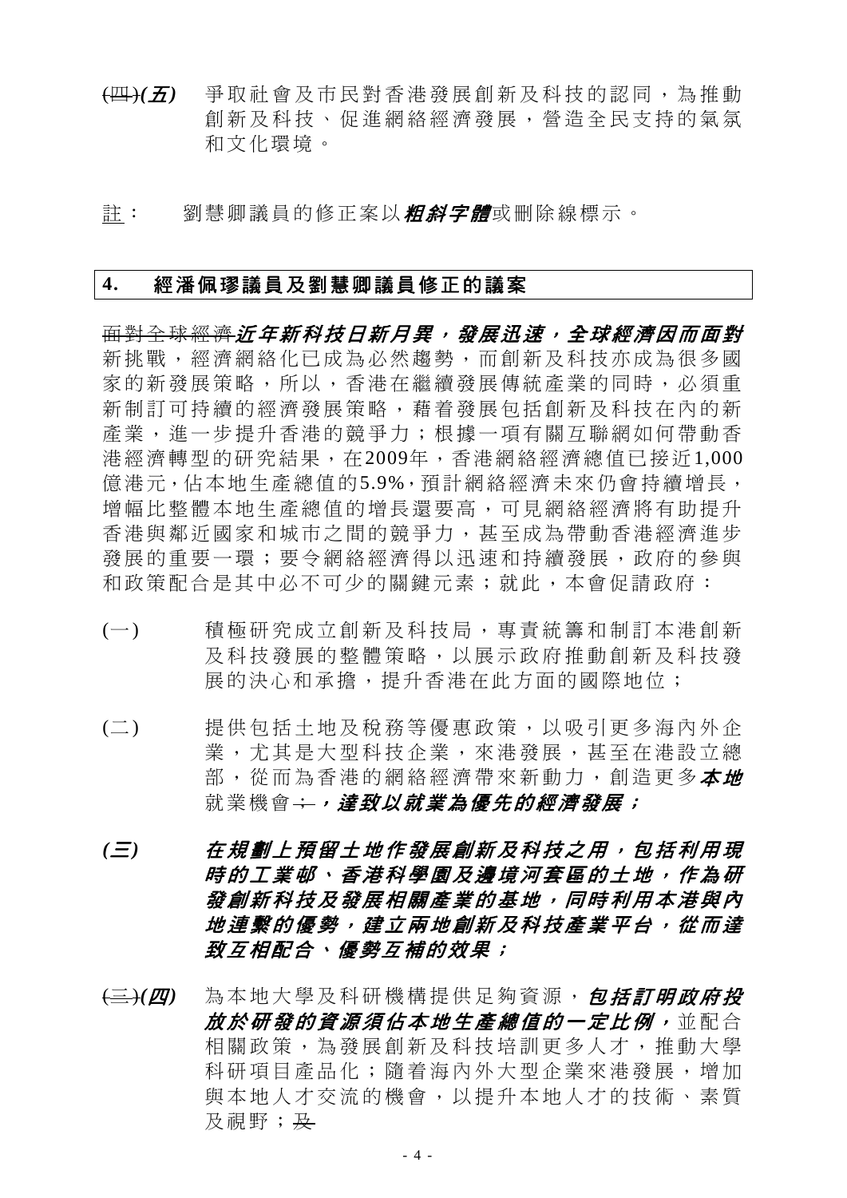~~(四)~~***(五)*** 爭取社會及市民對香港發展創新及科技的認同，為推動創新及科技、促進網絡經濟發展，營造全民支持的氣氛和文化環境。

註： 劉慧卿議員的修正案以***粗斜字體***或刪除線標示。

## 4. 經潘佩璆議員及劉慧卿議員修正的議案

~~面對全球經濟~~***近年新科技日新月異，發展迅速，全球經濟因而面對***新挑戰，經濟網絡化已成為必然趨勢，而創新及科技亦成為很多國家的新發展策略，所以，香港在繼續發展傳統產業的同時，必須重新制訂可持續的經濟發展策略，藉着發展包括創新及科技在內的新產業，進一步提升香港的競爭力；根據一項有關互聯網如何帶動香港經濟轉型的研究結果，在2009年，香港網絡經濟總值已接近1,000億港元，佔本地生產總值的5.9%，預計網絡經濟未來仍會持續增長，增幅比整體本地生產總值的增長還要高，可見網絡經濟將有助提升香港與鄰近國家和城市之間的競爭力，甚至成為帶動香港經濟進步發展的重要一環；要令網絡經濟得以迅速和持續發展，政府的參與和政策配合是其中必不可少的關鍵元素；就此，本會促請政府：

(一) 積極研究成立創新及科技局，專責統籌和制訂本港創新及科技發展的整體策略，以展示政府推動創新及科技發展的決心和承擔，提升香港在此方面的國際地位；

(二) 提供包括土地及稅務等優惠政策，以吸引更多海內外企業，尤其是大型科技企業，來港發展，甚至在港設立總部，從而為香港的網絡經濟帶來新動力，創造更多***本地***就業機會~~；~~***，達致以就業為優先的經濟發展；***

***(三) 在規劃上預留土地作發展創新及科技之用，包括利用現時的工業邨、香港科學園及邊境河套區的土地，作為研發創新科技及發展相關產業的基地，同時利用本港與內地連繫的優勢，建立兩地創新及科技產業平台，從而達致互相配合、優勢互補的效果；***

~~(三)~~***(四)*** 為本地大學及科研機構提供足夠資源，***包括訂明政府投放於研發的資源須佔本地生產總值的一定比例，***並配合相關政策，為發展創新及科技培訓更多人才，推動大學科研項目產品化；隨着海內外大型企業來港發展，增加與本地人才交流的機會，以提升本地人才的技術、素質及視野；~~及~~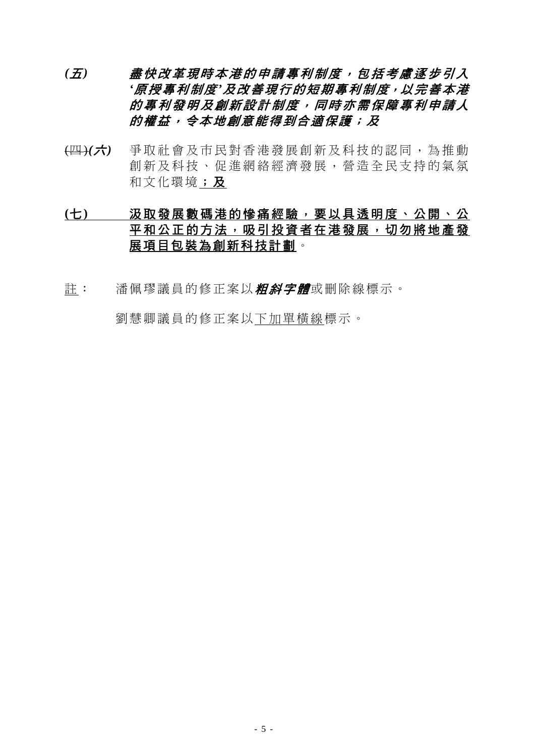***(五)　　盡快改革現時本港的申請專利制度，包括考慮逐步引入‘原授專利制度’及改善現行的短期專利制度，以完善本港的專利發明及創新設計制度，同時亦需保障專利申請人的權益，令本地創意能得到合適保護；及***

~~(四)~~***(六)***　爭取社會及市民對香港發展創新及科技的認同，為推動創新及科技、促進網絡經濟發展，營造全民支持的氣氛和文化環境<u>**；及**</u>

<u>**(七)　　汲取發展數碼港的慘痛經驗，要以具透明度、公開、公平和公正的方法，吸引投資者在港發展，切勿將地產發展項目包裝為創新科技計劃**</u>。

<u>註</u>：　潘佩璆議員的修正案以***粗斜字體***或刪除線標示。

劉慧卿議員的修正案以<u>下加單橫線</u>標示。